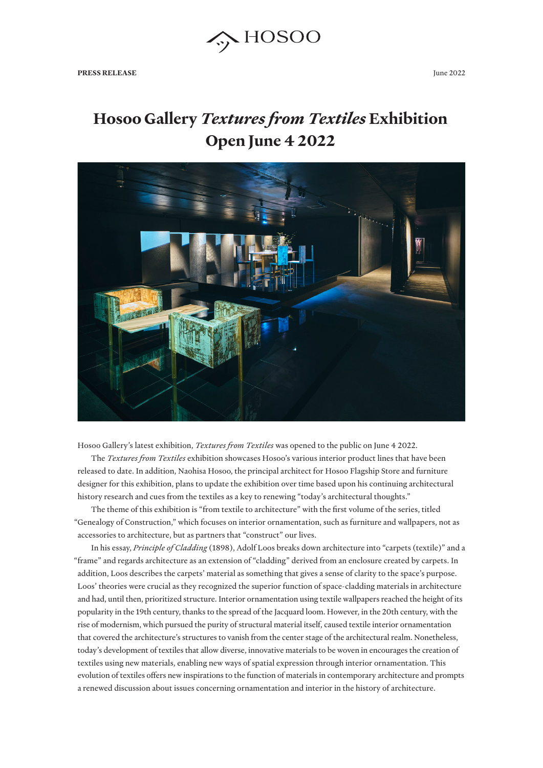HOSOO

**PRESS RELEASE**

June 2022

# Hosoo Gallery *Textures from Textiles* Exhibition Open June 4 2022

Hosoo Gallery's latest exhibition, *Textures from Textiles* was opened to the public on June 4 2022.

The *Textures from Textiles* exhibition showcases Hosoo's various interior product lines that have been released to date. In addition, Naohisa Hosoo, the principal architect for Hosoo Flagship Store and furniture designer for this exhibition, plans to update the exhibition over time based upon his continuing architectural history research and cues from the textiles as a key to renewing "today's architectural thoughts."

The theme of this exhibition is "from textile to architecture" with the first volume of the series, titled "Genealogy of Construction," which focuses on interior ornamentation, such as furniture and wallpapers, not as accessories to architecture, but as partners that "construct" our lives.

In his essay, *Principle of Cladding* (1898), Adolf Loos breaks down architecture into "carpets (textile)" and a "frame" and regards architecture as an extension of "cladding" derived from an enclosure created by carpets. In addition, Loos describes the carpets' material as something that gives a sense of clarity to the space's purpose. Loos' theories were crucial as they recognized the superior function of space-cladding materials in architecture and had, until then, prioritized structure. Interior ornamentation using textile wallpapers reached the height of its popularity in the 19th century, thanks to the spread of the Jacquard loom. However, in the 20th century, with the rise of modernism, which pursued the purity of structural material itself, caused textile interior ornamentation that covered the architecture's structures to vanish from the center stage of the architectural realm. Nonetheless, today's development of textiles that allow diverse, innovative materials to be woven in encourages the creation of textiles using new materials, enabling new ways of spatial expression through interior ornamentation. This evolution of textiles offers new inspirations to the function of materials in contemporary architecture and prompts a renewed discussion about issues concerning ornamentation and interior in the history of architecture.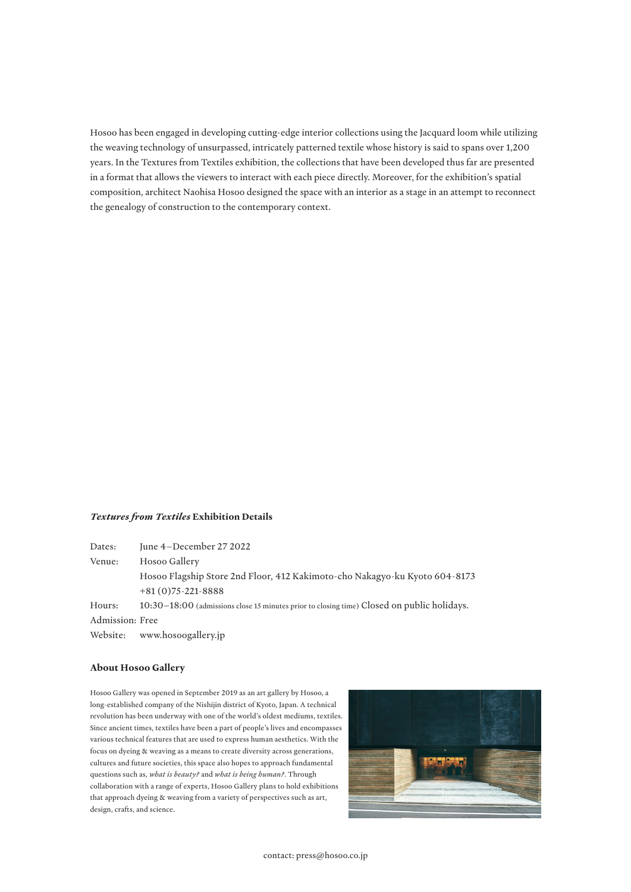Hosoo has been engaged in developing cutting-edge interior collections using the Jacquard loom while utilizing the weaving technology of unsurpassed, intricately patterned textile whose history is said to spans over 1,200 years. In the Textures from Textiles exhibition, the collections that have been developed thus far are presented in a format that allows the viewers to interact with each piece directly. Moreover, for the exhibition's spatial composition, architect Naohisa Hosoo designed the space with an interior as a stage in an attempt to reconnect the genealogy of construction to the contemporary context.

### ***Textures from Textiles*** **Exhibition Details**

Dates: June 4–December 27 2022
Venue: Hosoo Gallery
Hosoo Flagship Store 2nd Floor, 412 Kakimoto-cho Nakagyo-ku Kyoto 604-8173
+81 (0)75-221-8888
Hours: 10:30–18:00 (admissions close 15 minutes prior to closing time) Closed on public holidays.
Admission: Free
Website: www.hosoogallery.jp

### **About Hosoo Gallery**

Hosoo Gallery was opened in September 2019 as an art gallery by Hosoo, a long-established company of the Nishijin district of Kyoto, Japan. A technical revolution has been underway with one of the world's oldest mediums, textiles. Since ancient times, textiles have been a part of people's lives and encompasses various technical features that are used to express human aesthetics. With the focus on dyeing & weaving as a means to create diversity across generations, cultures and future societies, this space also hopes to approach fundamental questions such as, *what is beauty?* and *what is being human?*. Through collaboration with a range of experts, Hosoo Gallery plans to hold exhibitions that approach dyeing & weaving from a variety of perspectives such as art, design, crafts, and science.

contact: press@hosoo.co.jp